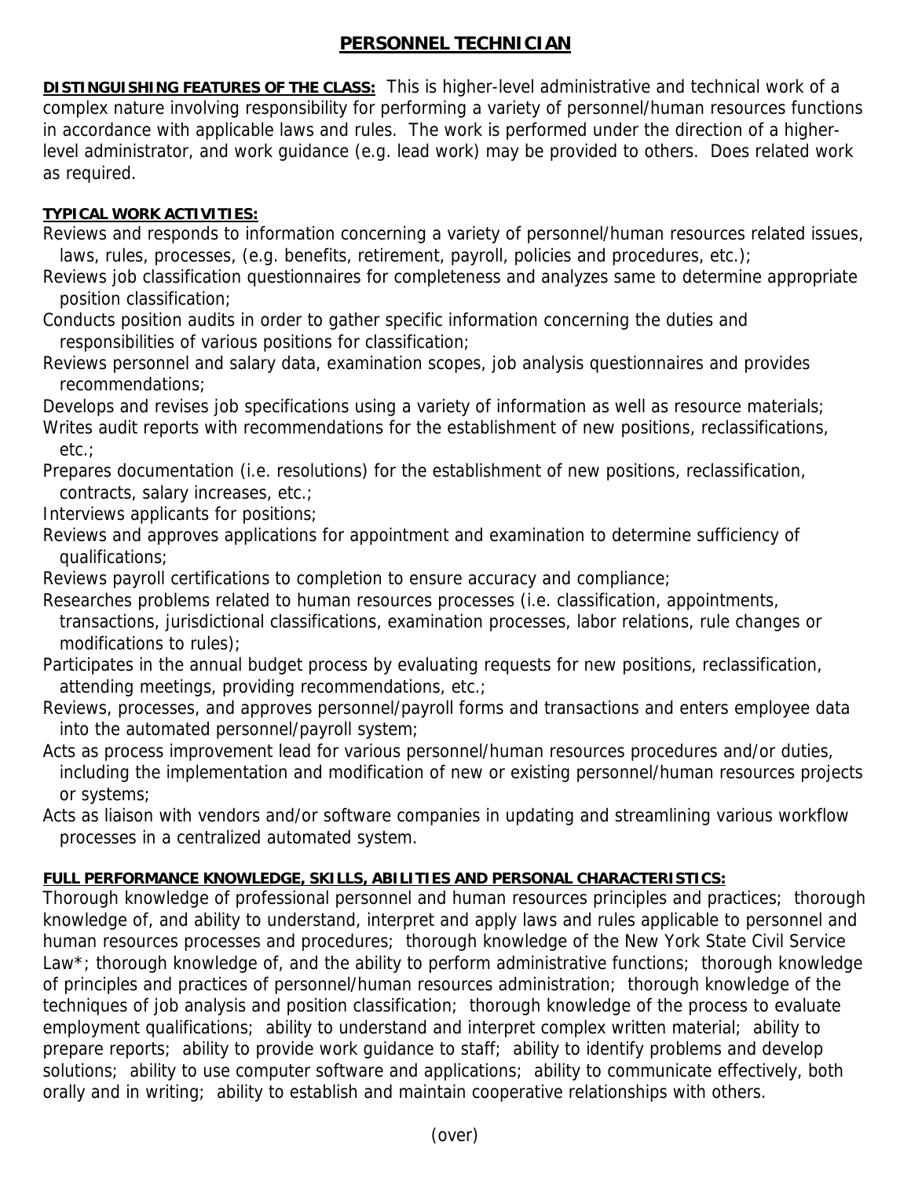# PERSONNEL TECHNICIAN

**DISTINGUISHING FEATURES OF THE CLASS:** This is higher-level administrative and technical work of a complex nature involving responsibility for performing a variety of personnel/human resources functions in accordance with applicable laws and rules. The work is performed under the direction of a higher-level administrator, and work guidance (e.g. lead work) may be provided to others. Does related work as required.

**TYPICAL WORK ACTIVITIES:**

Reviews and responds to information concerning a variety of personnel/human resources related issues, laws, rules, processes, (e.g. benefits, retirement, payroll, policies and procedures, etc.);

Reviews job classification questionnaires for completeness and analyzes same to determine appropriate position classification;

Conducts position audits in order to gather specific information concerning the duties and responsibilities of various positions for classification;

Reviews personnel and salary data, examination scopes, job analysis questionnaires and provides recommendations;

Develops and revises job specifications using a variety of information as well as resource materials;

Writes audit reports with recommendations for the establishment of new positions, reclassifications, etc.;

Prepares documentation (i.e. resolutions) for the establishment of new positions, reclassification, contracts, salary increases, etc.;

Interviews applicants for positions;

Reviews and approves applications for appointment and examination to determine sufficiency of qualifications;

Reviews payroll certifications to completion to ensure accuracy and compliance;

Researches problems related to human resources processes (i.e. classification, appointments, transactions, jurisdictional classifications, examination processes, labor relations, rule changes or modifications to rules);

Participates in the annual budget process by evaluating requests for new positions, reclassification, attending meetings, providing recommendations, etc.;

Reviews, processes, and approves personnel/payroll forms and transactions and enters employee data into the automated personnel/payroll system;

Acts as process improvement lead for various personnel/human resources procedures and/or duties, including the implementation and modification of new or existing personnel/human resources projects or systems;

Acts as liaison with vendors and/or software companies in updating and streamlining various workflow processes in a centralized automated system.

**FULL PERFORMANCE KNOWLEDGE, SKILLS, ABILITIES AND PERSONAL CHARACTERISTICS:**

Thorough knowledge of professional personnel and human resources principles and practices; thorough knowledge of, and ability to understand, interpret and apply laws and rules applicable to personnel and human resources processes and procedures; thorough knowledge of the New York State Civil Service Law*; thorough knowledge of, and the ability to perform administrative functions; thorough knowledge of principles and practices of personnel/human resources administration; thorough knowledge of the techniques of job analysis and position classification; thorough knowledge of the process to evaluate employment qualifications; ability to understand and interpret complex written material; ability to prepare reports; ability to provide work guidance to staff; ability to identify problems and develop solutions; ability to use computer software and applications; ability to communicate effectively, both orally and in writing; ability to establish and maintain cooperative relationships with others.

(over)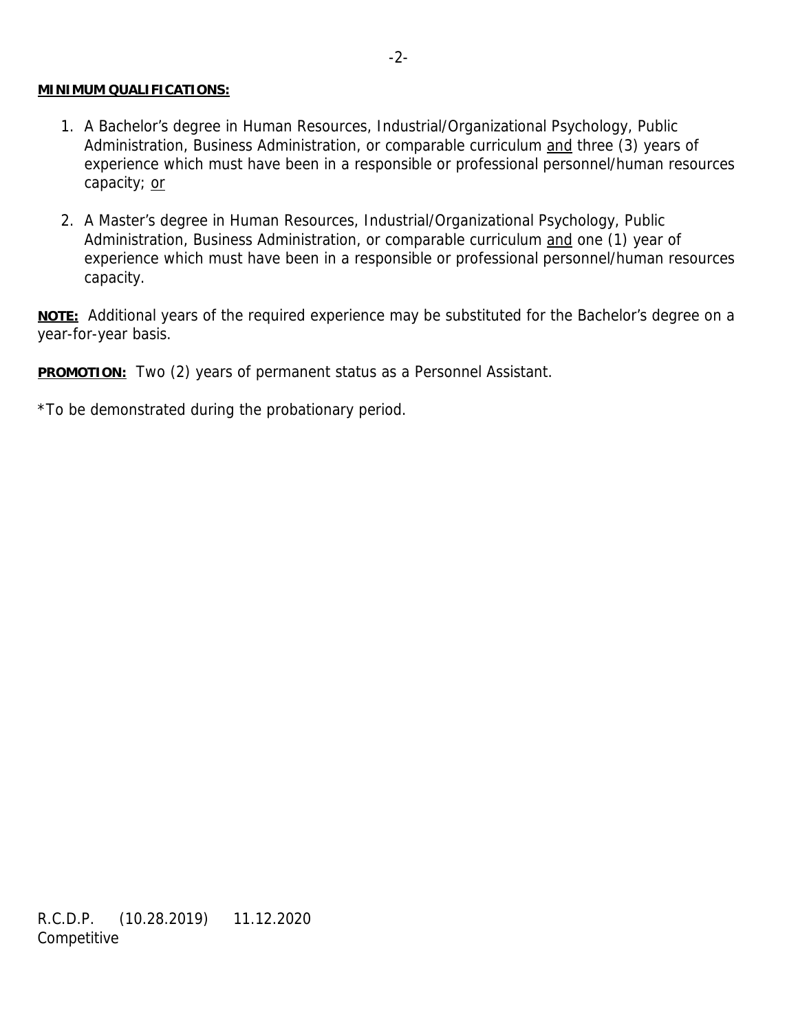**MINIMUM QUALIFICATIONS:**

1. A Bachelor's degree in Human Resources, Industrial/Organizational Psychology, Public Administration, Business Administration, or comparable curriculum <u>and</u> three (3) years of experience which must have been in a responsible or professional personnel/human resources capacity; <u>or</u>

2. A Master's degree in Human Resources, Industrial/Organizational Psychology, Public Administration, Business Administration, or comparable curriculum <u>and</u> one (1) year of experience which must have been in a responsible or professional personnel/human resources capacity.

**NOTE:** Additional years of the required experience may be substituted for the Bachelor's degree on a year-for-year basis.

**PROMOTION:** Two (2) years of permanent status as a Personnel Assistant.

*To be demonstrated during the probationary period.

R.C.D.P. (10.28.2019) 11.12.2020
Competitive